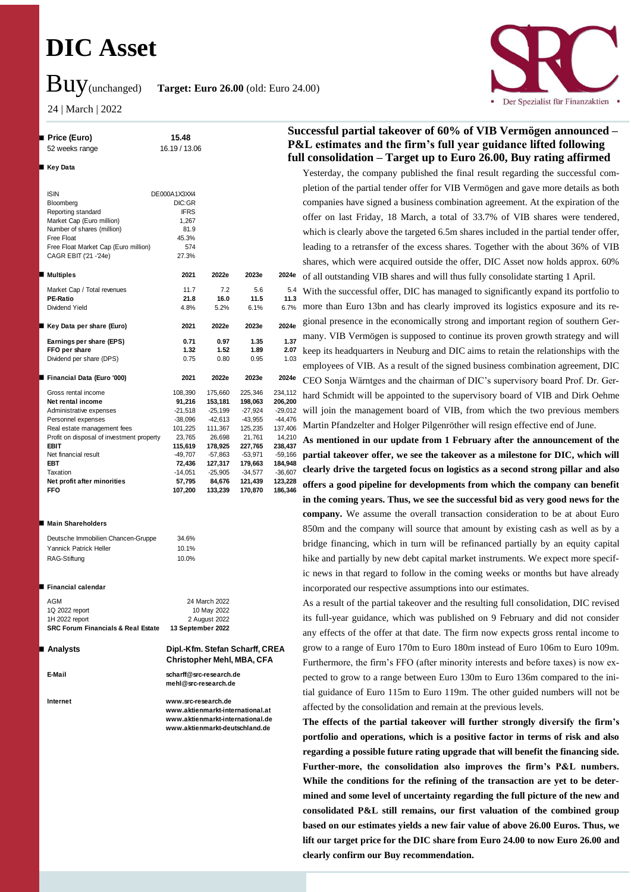# DIC Asset

Buy (unchanged) **Target: Euro 26.00** (old: Euro 24.00)

24 | March | 2022

| **Price (Euro)** | **15.48** |
|---|---|
| 52 weeks range | 16.19 / 13.06 |

**Key Data**

| | |
|---|---|
| ISIN | DE000A1X3XX4 |
| Bloomberg | DIC:GR |
| Reporting standard | IFRS |
| Market Cap (Euro million) | 1,267 |
| Number of shares (million) | 81.9 |
| Free Float | 45.3% |
| Free Float Market Cap (Euro million) | 574 |
| CAGR EBIT ('21 -'24e) | 27.3% |

| **Multiples** | **2021** | **2022e** | **2023e** | **2024e** |
|---|---|---|---|---|
| Market Cap / Total revenues | 11.7 | 7.2 | 5.6 | 5.4 |
| **PE-Ratio** | **21.8** | **16.0** | **11.5** | **11.3** |
| Dividend Yield | 4.8% | 5.2% | 6.1% | 6.7% |

| **Key Data per share (Euro)** | **2021** | **2022e** | **2023e** | **2024e** |
|---|---|---|---|---|
| **Earnings per share (EPS)** | **0.71** | **0.97** | **1.35** | **1.37** |
| **FFO per share** | **1.32** | **1.52** | **1.89** | **2.07** |
| Dividend per share (DPS) | 0.75 | 0.80 | 0.95 | 1.03 |

| **Financial Data (Euro '000)** | **2021** | **2022e** | **2023e** | **2024e** |
|---|---|---|---|---|
| Gross rental income | 108,390 | 175,660 | 225,346 | 234,112 |
| **Net rental income** | **91,216** | **153,181** | **198,063** | **206,200** |
| Administrative expenses | -21,518 | -25,199 | -27,924 | -29,012 |
| Personnel expenses | -38,096 | -42,613 | -43,955 | -44,476 |
| Real estate management fees | 101,225 | 111,367 | 125,235 | 137,406 |
| Profit on disposal of investment property | 23,765 | 26,698 | 21,761 | 14,210 |
| **EBIT** | **115,619** | **178,925** | **227,765** | **238,437** |
| Net financial result | -49,707 | -57,863 | -53,971 | -59,166 |
| **EBT** | **72,436** | **127,317** | **179,663** | **184,948** |
| Taxation | -14,051 | -25,905 | -34,577 | -36,607 |
| **Net profit after minorities** | **57,795** | **84,676** | **121,439** | **123,228** |
| **FFO** | **107,200** | **133,239** | **170,870** | **186,346** |

**Main Shareholders**

| | |
|---|---|
| Deutsche Immobilien Chancen-Gruppe | 34.6% |
| Yannick Patrick Heller | 10.1% |
| RAG-Stiftung | 10.0% |

**Financial calendar**

| | |
|---|---|
| AGM | 24 March 2022 |
| 1Q 2022 report | 10 May 2022 |
| 1H 2022 report | 2 August 2022 |
| **SRC Forum Financials & Real Estate** | **13 September 2022** |

**Analysts**
**Dipl.-Kfm. Stefan Scharff, CREA**
**Christopher Mehl, MBA, CFA**

**E-Mail**
scharff@src-research.de
mehl@src-research.de

**Internet**
www.src-research.de
www.aktienmarkt-international.at
www.aktienmarkt-international.de
www.aktienmarkt-deutschland.de

## Successful partial takeover of 60% of VIB Vermögen announced – P&L estimates and the firm's full year guidance lifted following full consolidation – Target up to Euro 26.00, Buy rating affirmed

Yesterday, the company published the final result regarding the successful completion of the partial tender offer for VIB Vermögen and gave more details as both companies have signed a business combination agreement. At the expiration of the offer on last Friday, 18 March, a total of 33.7% of VIB shares were tendered, which is clearly above the targeted 6.5m shares included in the partial tender offer, leading to a retransfer of the excess shares. Together with the about 36% of VIB shares, which were acquired outside the offer, DIC Asset now holds approx. 60% of all outstanding VIB shares and will thus fully consolidate starting 1 April.

With the successful offer, DIC has managed to significantly expand its portfolio to more than Euro 13bn and has clearly improved its logistics exposure and its regional presence in the economically strong and important region of southern Germany. VIB Vermögen is supposed to continue its proven growth strategy and will keep its headquarters in Neuburg and DIC aims to retain the relationships with the employees of VIB. As a result of the signed business combination agreement, DIC CEO Sonja Wärntges and the chairman of DIC's supervisory board Prof. Dr. Gerhard Schmidt will be appointed to the supervisory board of VIB and Dirk Oehme will join the management board of VIB, from which the two previous members Martin Pfandzelter and Holger Pilgenröther will resign effective end of June.

**As mentioned in our update from 1 February after the announcement of the partial takeover offer, we see the takeover as a milestone for DIC, which will clearly drive the targeted focus on logistics as a second strong pillar and also offers a good pipeline for developments from which the company can benefit in the coming years. Thus, we see the successful bid as very good news for the company.** We assume the overall transaction consideration to be at about Euro 850m and the company will source that amount by existing cash as well as by a bridge financing, which in turn will be refinanced partially by an equity capital hike and partially by new debt capital market instruments. We expect more specific news in that regard to follow in the coming weeks or months but have already incorporated our respective assumptions into our estimates.

As a result of the partial takeover and the resulting full consolidation, DIC revised its full-year guidance, which was published on 9 February and did not consider any effects of the offer at that date. The firm now expects gross rental income to grow to a range of Euro 170m to Euro 180m instead of Euro 106m to Euro 109m. Furthermore, the firm's FFO (after minority interests and before taxes) is now expected to grow to a range between Euro 130m to Euro 136m compared to the initial guidance of Euro 115m to Euro 119m. The other guided numbers will not be affected by the consolidation and remain at the previous levels.

**The effects of the partial takeover will further strongly diversify the firm's portfolio and operations, which is a positive factor in terms of risk and also regarding a possible future rating upgrade that will benefit the financing side. Further-more, the consolidation also improves the firm's P&L numbers. While the conditions for the refining of the transaction are yet to be determined and some level of uncertainty regarding the full picture of the new and consolidated P&L still remains, our first valuation of the combined group based on our estimates yields a new fair value of above 26.00 Euros. Thus, we lift our target price for the DIC share from Euro 24.00 to now Euro 26.00 and clearly confirm our Buy recommendation.**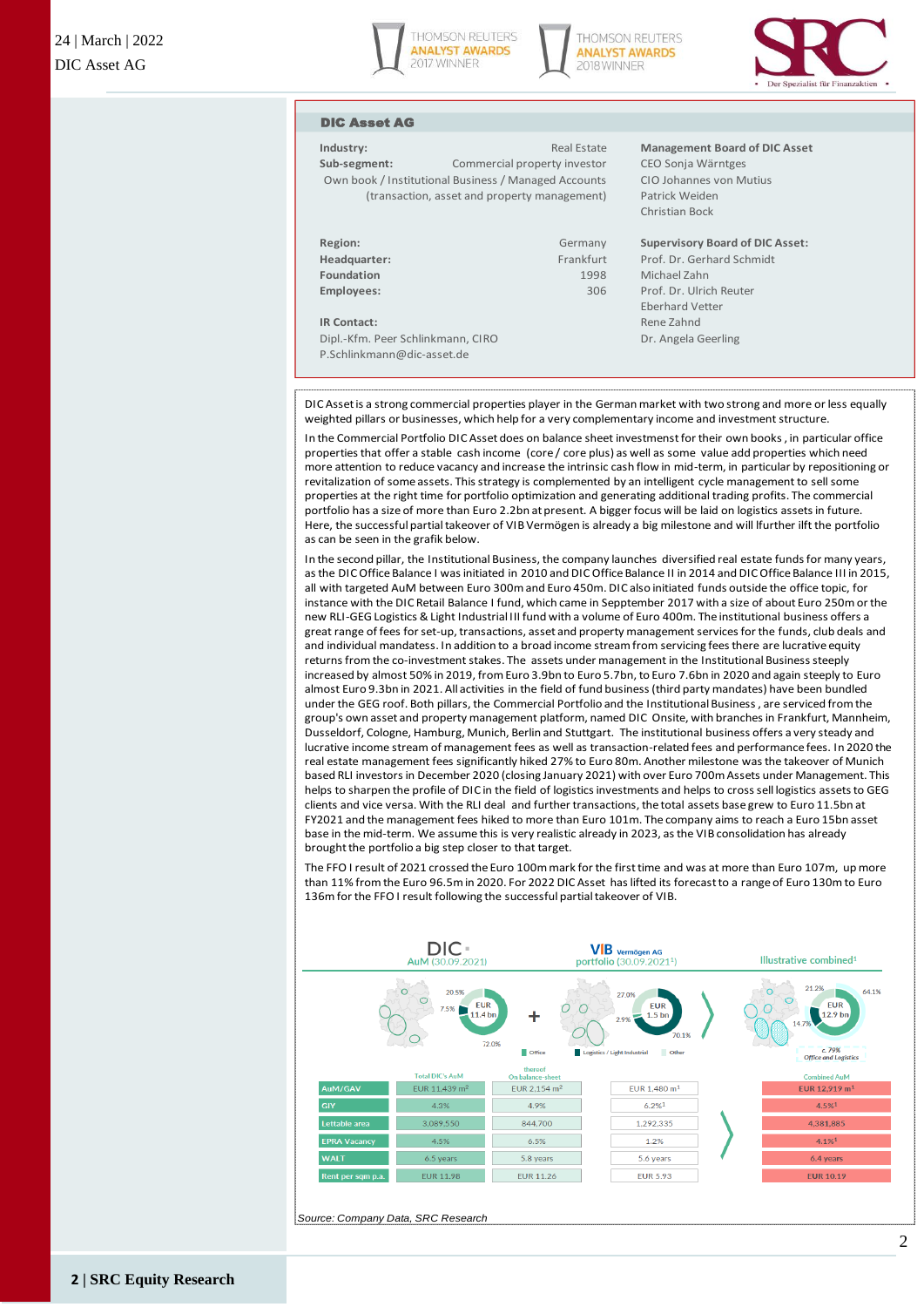## DIC Asset AG

| | | |
|---|---|---|
| **Industry:** | Real Estate | **Management Board of DIC Asset** |
| **Sub-segment:** | Commercial property investor | CEO Sonja Wärntges |
| Own book / Institutional Business / Managed Accounts (transaction, asset and property management) | | CIO Johannes von Mutius |
| | | Patrick Weiden |
| | | Christian Bock |
| **Region:** | Germany | **Supervisory Board of DIC Asset:** |
| **Headquarter:** | Frankfurt | Prof. Dr. Gerhard Schmidt |
| **Foundation** | 1998 | Michael Zahn |
| **Employees:** | 306 | Prof. Dr. Ulrich Reuter |
| | | Eberhard Vetter |
| **IR Contact:** | | Rene Zahnd |
| Dipl.-Kfm. Peer Schlinkmann, CIRO | | Dr. Angela Geerling |
| P.Schlinkmann@dic-asset.de | | |

DIC Asset is a strong commercial properties player in the German market with two strong and more or less equally weighted pillars or businesses, which help for a very complementary income and investment structure.

In the Commercial Portfolio DIC Asset does on balance sheet investment for their own books , in particular office properties that offer a stable cash income (core / core plus) as well as some value add properties which need more attention to reduce vacancy and increase the intrinsic cash flow in mid-term, in particular by repositioning or revitalization of some assets. This strategy is complemented by an intelligent cycle management to sell some properties at the right time for portfolio optimization and generating additional trading profits. The commercial portfolio has a size of more than Euro 2.2bn at present. A bigger focus will be laid on logistics assets in future. Here, the successful partial takeover of VIB Vermögen is already a big milestone and will lfurther ilft the portfolio as can be seen in the grafik below.

In the second pillar, the Institutional Business, the company launches diversified real estate funds for many years, as the DIC Office Balance I was initiated in 2010 and DIC Office Balance II in 2014 and DIC Office Balance III in 2015, all with targeted AuM between Euro 300m and Euro 450m. DIC also initiated funds outside the office topic, for instance with the DIC Retail Balance I fund, which came in Sepptember 2017 with a size of about Euro 250m or the new RLI-GEG Logistics & Light Industrial III fund with a volume of Euro 400m. The institutional business offers a great range of fees for set-up, transactions, asset and property management services for the funds, club deals and and individual mandatess. In addition to a broad income stream from servicing fees there are lucrative equity returns from the co-investment stakes. The assets under management in the Institutional Business steeply increased by almost 50% in 2019, from Euro 3.9bn to Euro 5.7bn, to Euro 7.6bn in 2020 and again steeply to Euro almost Euro 9.3bn in 2021. All activities in the field of fund business (third party mandates) have been bundled under the GEG roof. Both pillars, the Commercial Portfolio and the Institutional Business , are serviced from the group's own asset and property management platform, named DIC Onsite, with branches in Frankfurt, Mannheim, Dusseldorf, Cologne, Hamburg, Munich, Berlin and Stuttgart. The institutional business offers a very steady and lucrative income stream of management fees as well as transaction-related fees and performance fees. In 2020 the real estate management fees significantly hiked 27% to Euro 80m. Another milestone was the takeover of Munich based RLI investors in December 2020 (closing January 2021) with over Euro 700m Assets under Management. This helps to sharpen the profile of DIC in the field of logistics investments and helps to cross sell logistics assets to GEG clients and vice versa. With the RLI deal and further transactions, the total assets base grew to Euro 11.5bn at FY2021 and the management fees hiked to more than Euro 101m. The company aims to reach a Euro 15bn asset base in the mid-term. We assume this is very realistic already in 2023, as the VIB consolidation has already brought the portfolio a big step closer to that target.

The FFO I result of 2021 crossed the Euro 100m mark for the first time and was at more than Euro 107m, up more than 11% from the Euro 96.5m in 2020. For 2022 DIC Asset has lifted its forecast to a range of Euro 130m to Euro 136m for the FFO I result following the successful partial takeover of VIB.

| | DIC AuM (30.09.2021) – Total DIC's AuM | thereof On balance-sheet | VIB Vermögen AG portfolio (30.09.2021[1]) | Illustrative combined[1] – Combined AuM |
|---|---|---|---|---|
| Portfolio split | EUR 11.4 bn: Office 72.0%, Logistics / Light Industrial 7.5%, Other 20.5% | | EUR 1.5 bn: Logistics / Light Industrial 70.1%, Other 27.0%, Office 2.9% | EUR 12.9 bn: Office 64.1%, Logistics / Light Industrial 14.7%, Other 21.2%; c. 79% Office and Logistics |
| AuM/GAV | EUR 11,439 m[2] | EUR 2,154 m[2] | EUR 1,480 m[1] | EUR 12,919 m[1] |
| GIY | 4.3% | 4.9% | 6.2%[1] | 4.5%[1] |
| Lettable area | 3,089,550 | 844,700 | 1,292,335 | 4,381,885 |
| EPRA Vacancy | 4.5% | 6.5% | 1.2% | 4.1%[1] |
| WALT | 6.5 years | 5.8 years | 5.6 years | 6.4 years |
| Rent per sqm p.a. | EUR 11.98 | EUR 11.26 | EUR 5.93 | EUR 10.19 |

*Source: Company Data, SRC Research*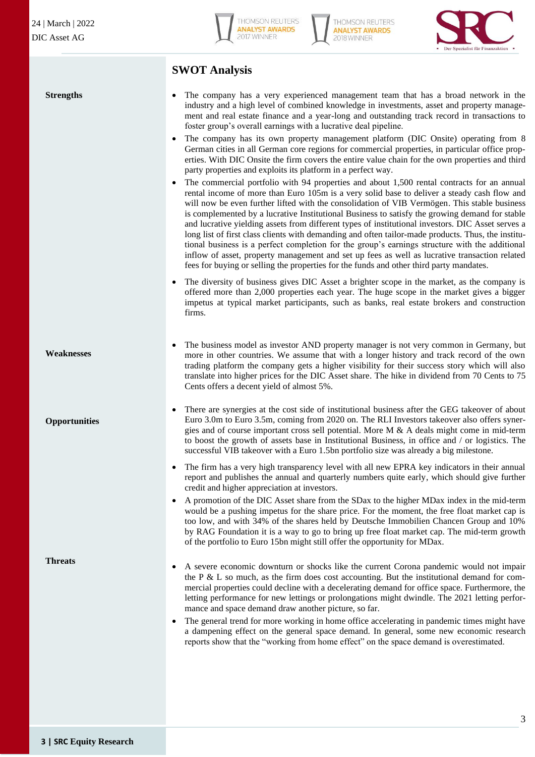## SWOT Analysis

**Strengths**

- The company has a very experienced management team that has a broad network in the industry and a high level of combined knowledge in investments, asset and property management and real estate finance and a year-long and outstanding track record in transactions to foster group's overall earnings with a lucrative deal pipeline.
- The company has its own property management platform (DIC Onsite) operating from 8 German cities in all German core regions for commercial properties, in particular office properties. With DIC Onsite the firm covers the entire value chain for the own properties and third party properties and exploits its platform in a perfect way.
- The commercial portfolio with 94 properties and about 1,500 rental contracts for an annual rental income of more than Euro 105m is a very solid base to deliver a steady cash flow and will now be even further lifted with the consolidation of VIB Vermögen. This stable business is complemented by a lucrative Institutional Business to satisfy the growing demand for stable and lucrative yielding assets from different types of institutional investors. DIC Asset serves a long list of first class clients with demanding and often tailor-made products. Thus, the institutional business is a perfect completion for the group's earnings structure with the additional inflow of asset, property management and set up fees as well as lucrative transaction related fees for buying or selling the properties for the funds and other third party mandates.
- The diversity of business gives DIC Asset a brighter scope in the market, as the company is offered more than 2,000 properties each year. The huge scope in the market gives a bigger impetus at typical market participants, such as banks, real estate brokers and construction firms.

**Weaknesses**

- The business model as investor AND property manager is not very common in Germany, but more in other countries. We assume that with a longer history and track record of the own trading platform the company gets a higher visibility for their success story which will also translate into higher prices for the DIC Asset share. The hike in dividend from 70 Cents to 75 Cents offers a decent yield of almost 5%.

**Opportunities**

- There are synergies at the cost side of institutional business after the GEG takeover of about Euro 3.0m to Euro 3.5m, coming from 2020 on. The RLI Investors takeover also offers synergies and of course important cross sell potential. More M & A deals might come in mid-term to boost the growth of assets base in Institutional Business, in office and / or logistics. The successful VIB takeover with a Euro 1.5bn portfolio size was already a big milestone.
- The firm has a very high transparency level with all new EPRA key indicators in their annual report and publishes the annual and quarterly numbers quite early, which should give further credit and higher appreciation at investors.
- A promotion of the DIC Asset share from the SDax to the higher MDax index in the mid-term would be a pushing impetus for the share price. For the moment, the free float market cap is too low, and with 34% of the shares held by Deutsche Immobilien Chancen Group and 10% by RAG Foundation it is a way to go to bring up free float market cap. The mid-term growth of the portfolio to Euro 15bn might still offer the opportunity for MDax.

**Threats**

- A severe economic downturn or shocks like the current Corona pandemic would not impair the P & L so much, as the firm does cost accounting. But the institutional demand for commercial properties could decline with a decelerating demand for office space. Furthermore, the letting performance for new lettings or prolongations might dwindle. The 2021 letting performance and space demand draw another picture, so far.
- The general trend for more working in home office accelerating in pandemic times might have a dampening effect on the general space demand. In general, some new economic research reports show that the "working from home effect" on the space demand is overestimated.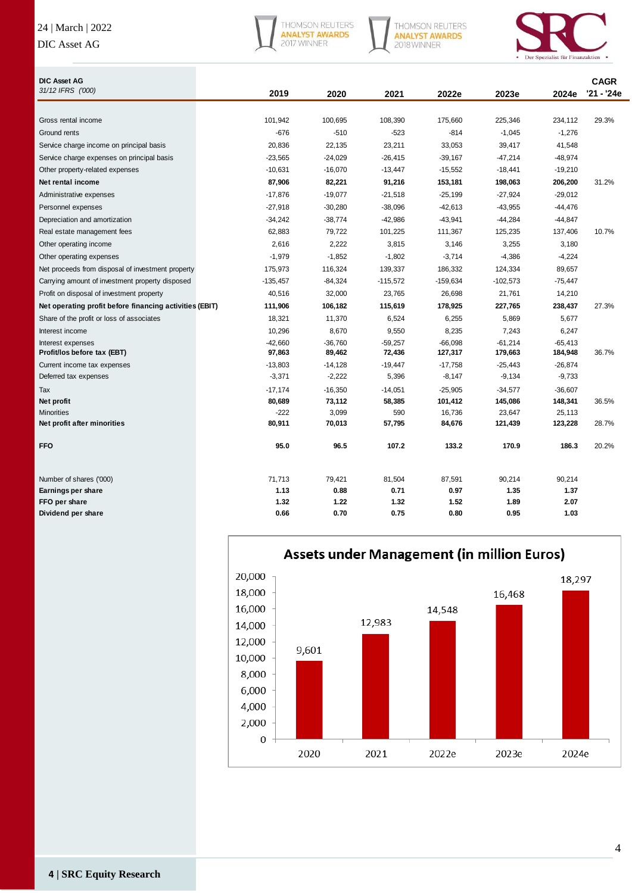| DIC Asset AG<br>*31/12 IFRS ('000)* | 2019 | 2020 | 2021 | 2022e | 2023e | 2024e | CAGR '21 - '24e |
|---|---|---|---|---|---|---|---|
| Gross rental income | 101,942 | 100,695 | 108,390 | 175,660 | 225,346 | 234,112 | 29.3% |
| Ground rents | -676 | -510 | -523 | -814 | -1,045 | -1,276 | |
| Service charge income on principal basis | 20,836 | 22,135 | 23,211 | 33,053 | 39,417 | 41,548 | |
| Service charge expenses on principal basis | -23,565 | -24,029 | -26,415 | -39,167 | -47,214 | -48,974 | |
| Other property-related expenses | -10,631 | -16,070 | -13,447 | -15,552 | -18,441 | -19,210 | |
| **Net rental income** | **87,906** | **82,221** | **91,216** | **153,181** | **198,063** | **206,200** | 31.2% |
| Administrative expenses | -17,876 | -19,077 | -21,518 | -25,199 | -27,924 | -29,012 | |
| Personnel expenses | -27,918 | -30,280 | -38,096 | -42,613 | -43,955 | -44,476 | |
| Depreciation and amortization | -34,242 | -38,774 | -42,986 | -43,941 | -44,284 | -44,847 | |
| Real estate management fees | 62,883 | 79,722 | 101,225 | 111,367 | 125,235 | 137,406 | 10.7% |
| Other operating income | 2,616 | 2,222 | 3,815 | 3,146 | 3,255 | 3,180 | |
| Other operating expenses | -1,979 | -1,852 | -1,802 | -3,714 | -4,386 | -4,224 | |
| Net proceeds from disposal of investment property | 175,973 | 116,324 | 139,337 | 186,332 | 124,334 | 89,657 | |
| Carrying amount of investment property disposed | -135,457 | -84,324 | -115,572 | -159,634 | -102,573 | -75,447 | |
| Profit on disposal of investment property | 40,516 | 32,000 | 23,765 | 26,698 | 21,761 | 14,210 | |
| **Net operating profit before financing activities (EBIT)** | **111,906** | **106,182** | **115,619** | **178,925** | **227,765** | **238,437** | 27.3% |
| Share of the profit or loss of associates | 18,321 | 11,370 | 6,524 | 6,255 | 5,869 | 5,677 | |
| Interest income | 10,296 | 8,670 | 9,550 | 8,235 | 7,243 | 6,247 | |
| Interest expenses | -42,660 | -36,760 | -59,257 | -66,098 | -61,214 | -65,413 | |
| **Profit/los before tax (EBT)** | **97,863** | **89,462** | **72,436** | **127,317** | **179,663** | **184,948** | 36.7% |
| Current income tax expenses | -13,803 | -14,128 | -19,447 | -17,758 | -25,443 | -26,874 | |
| Deferred tax expenses | -3,371 | -2,222 | 5,396 | -8,147 | -9,134 | -9,733 | |
| Tax | -17,174 | -16,350 | -14,051 | -25,905 | -34,577 | -36,607 | |
| **Net profit** | **80,689** | **73,112** | **58,385** | **101,412** | **145,086** | **148,341** | 36.5% |
| Minorities | -222 | 3,099 | 590 | 16,736 | 23,647 | 25,113 | |
| **Net profit after minorities** | **80,911** | **70,013** | **57,795** | **84,676** | **121,439** | **123,228** | 28.7% |
| | | | | | | | |
| **FFO** | **95.0** | **96.5** | **107.2** | **133.2** | **170.9** | **186.3** | 20.2% |
| | | | | | | | |
| Number of shares ('000) | 71,713 | 79,421 | 81,504 | 87,591 | 90,214 | 90,214 | |
| **Earnings per share** | **1.13** | **0.88** | **0.71** | **0.97** | **1.35** | **1.37** | |
| **FFO per share** | **1.32** | **1.22** | **1.32** | **1.52** | **1.89** | **2.07** | |
| **Dividend per share** | **0.66** | **0.70** | **0.75** | **0.80** | **0.95** | **1.03** | |

**Assets under Management (in million Euros)**

| 2020 | 2021 | 2022e | 2023e | 2024e |
|---|---|---|---|---|
| 9,601 | 12,983 | 14,548 | 16,468 | 18,297 |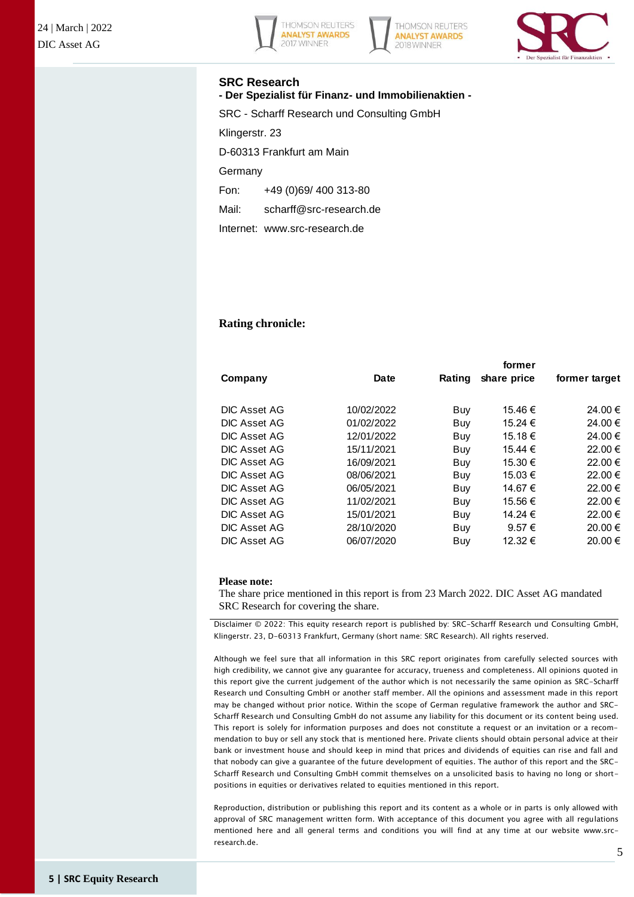## SRC Research

**- Der Spezialist für Finanz- und Immobilienaktien -**

SRC - Scharff Research und Consulting GmbH

Klingerstr. 23

D-60313 Frankfurt am Main

Germany

Fon: +49 (0)69/ 400 313-80

Mail: scharff@src-research.de

Internet: www.src-research.de

**Rating chronicle:**

| Company | Date | Rating | former share price | former target |
|---|---|---|---|---|
| DIC Asset AG | 10/02/2022 | Buy | 15.46 € | 24.00 € |
| DIC Asset AG | 01/02/2022 | Buy | 15.24 € | 24.00 € |
| DIC Asset AG | 12/01/2022 | Buy | 15.18 € | 24.00 € |
| DIC Asset AG | 15/11/2021 | Buy | 15.44 € | 22.00 € |
| DIC Asset AG | 16/09/2021 | Buy | 15.30 € | 22.00 € |
| DIC Asset AG | 08/06/2021 | Buy | 15.03 € | 22.00 € |
| DIC Asset AG | 06/05/2021 | Buy | 14.67 € | 22.00 € |
| DIC Asset AG | 11/02/2021 | Buy | 15.56 € | 22.00 € |
| DIC Asset AG | 15/01/2021 | Buy | 14.24 € | 22.00 € |
| DIC Asset AG | 28/10/2020 | Buy | 9.57 € | 20.00 € |
| DIC Asset AG | 06/07/2020 | Buy | 12.32 € | 20.00 € |

**Please note:**
The share price mentioned in this report is from 23 March 2022. DIC Asset AG mandated SRC Research for covering the share.

Disclaimer © 2022: This equity research report is published by: SRC-Scharff Research und Consulting GmbH, Klingerstr. 23, D-60313 Frankfurt, Germany (short name: SRC Research). All rights reserved.

Although we feel sure that all information in this SRC report originates from carefully selected sources with high credibility, we cannot give any guarantee for accuracy, trueness and completeness. All opinions quoted in this report give the current judgement of the author which is not necessarily the same opinion as SRC-Scharff Research und Consulting GmbH or another staff member. All the opinions and assessment made in this report may be changed without prior notice. Within the scope of German regulative framework the author and SRC-Scharff Research und Consulting GmbH do not assume any liability for this document or its content being used. This report is solely for information purposes and does not constitute a request or an invitation or a recommendation to buy or sell any stock that is mentioned here. Private clients should obtain personal advice at their bank or investment house and should keep in mind that prices and dividends of equities can rise and fall and that nobody can give a guarantee of the future development of equities. The author of this report and the SRC-Scharff Research und Consulting GmbH commit themselves on a unsolicited basis to having no long or short-positions in equities or derivatives related to equities mentioned in this report.

Reproduction, distribution or publishing this report and its content as a whole or in parts is only allowed with approval of SRC management written form. With acceptance of this document you agree with all regulations mentioned here and all general terms and conditions you will find at any time at our website www.src-research.de.